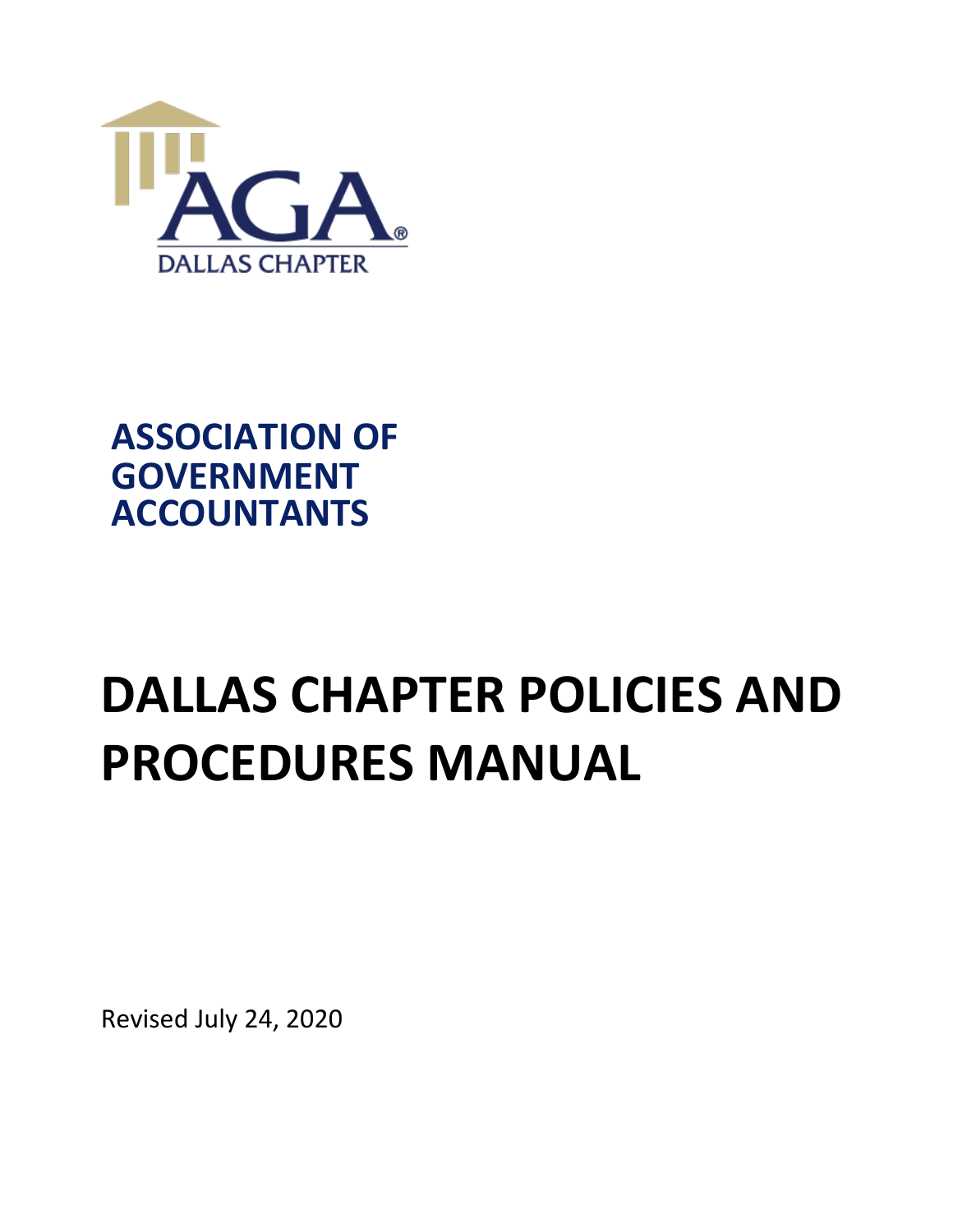AGA®

DALLAS CHAPTER

**ASSOCIATION OF GOVERNMENT ACCOUNTANTS**

# DALLAS CHAPTER POLICIES AND PROCEDURES MANUAL

Revised July 24, 2020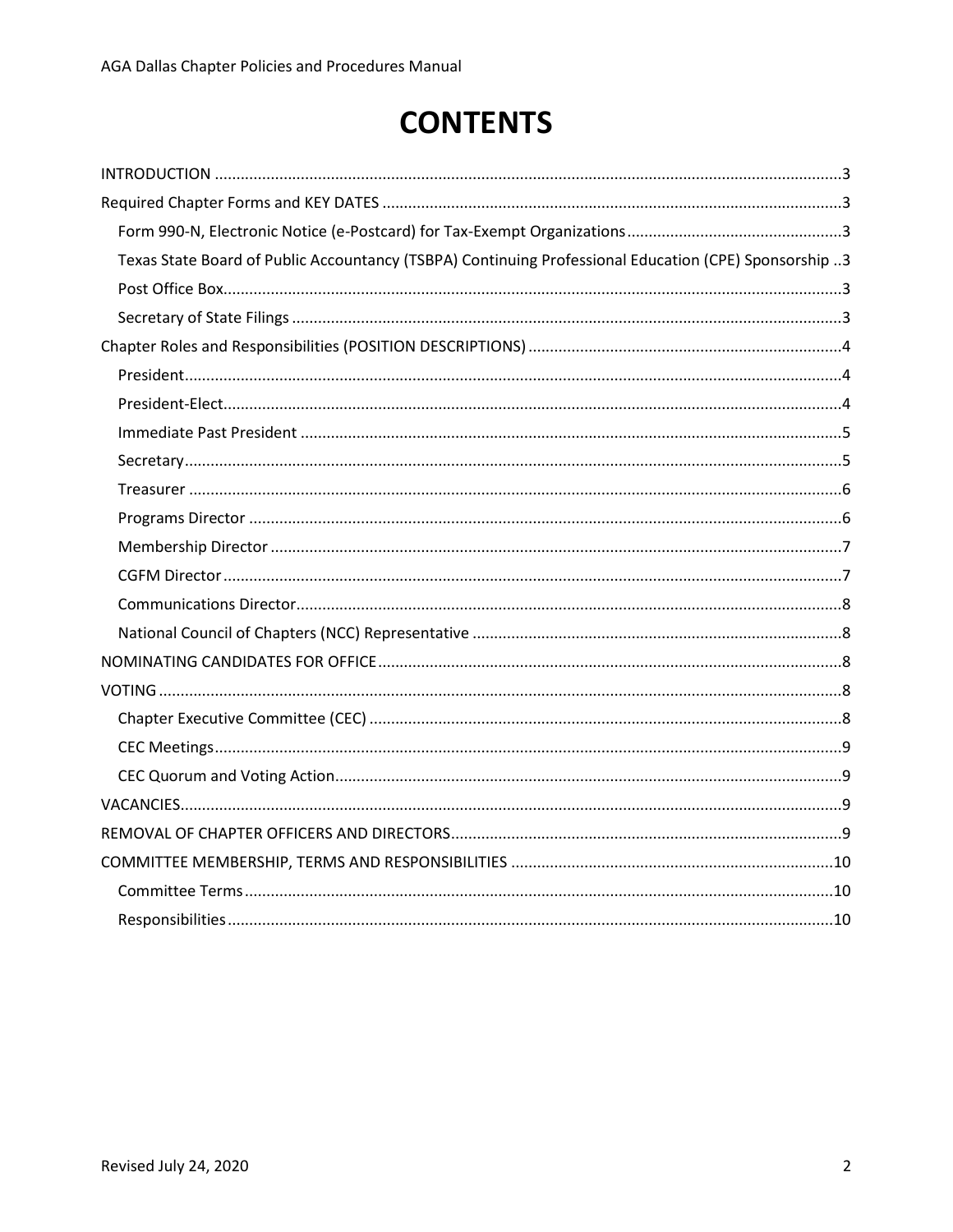# CONTENTS

- INTRODUCTION ..... 3
- Required Chapter Forms and KEY DATES ..... 3
  - Form 990-N, Electronic Notice (e-Postcard) for Tax-Exempt Organizations ..... 3
  - Texas State Board of Public Accountancy (TSBPA) Continuing Professional Education (CPE) Sponsorship ..... 3
  - Post Office Box ..... 3
  - Secretary of State Filings ..... 3
- Chapter Roles and Responsibilities (POSITION DESCRIPTIONS) ..... 4
  - President ..... 4
  - President-Elect ..... 4
  - Immediate Past President ..... 5
  - Secretary ..... 5
  - Treasurer ..... 6
  - Programs Director ..... 6
  - Membership Director ..... 7
  - CGFM Director ..... 7
  - Communications Director ..... 8
  - National Council of Chapters (NCC) Representative ..... 8
- NOMINATING CANDIDATES FOR OFFICE ..... 8
- VOTING ..... 8
  - Chapter Executive Committee (CEC) ..... 8
  - CEC Meetings ..... 9
  - CEC Quorum and Voting Action ..... 9
- VACANCIES ..... 9
- REMOVAL OF CHAPTER OFFICERS AND DIRECTORS ..... 9
- COMMITTEE MEMBERSHIP, TERMS AND RESPONSIBILITIES ..... 10
  - Committee Terms ..... 10
  - Responsibilities ..... 10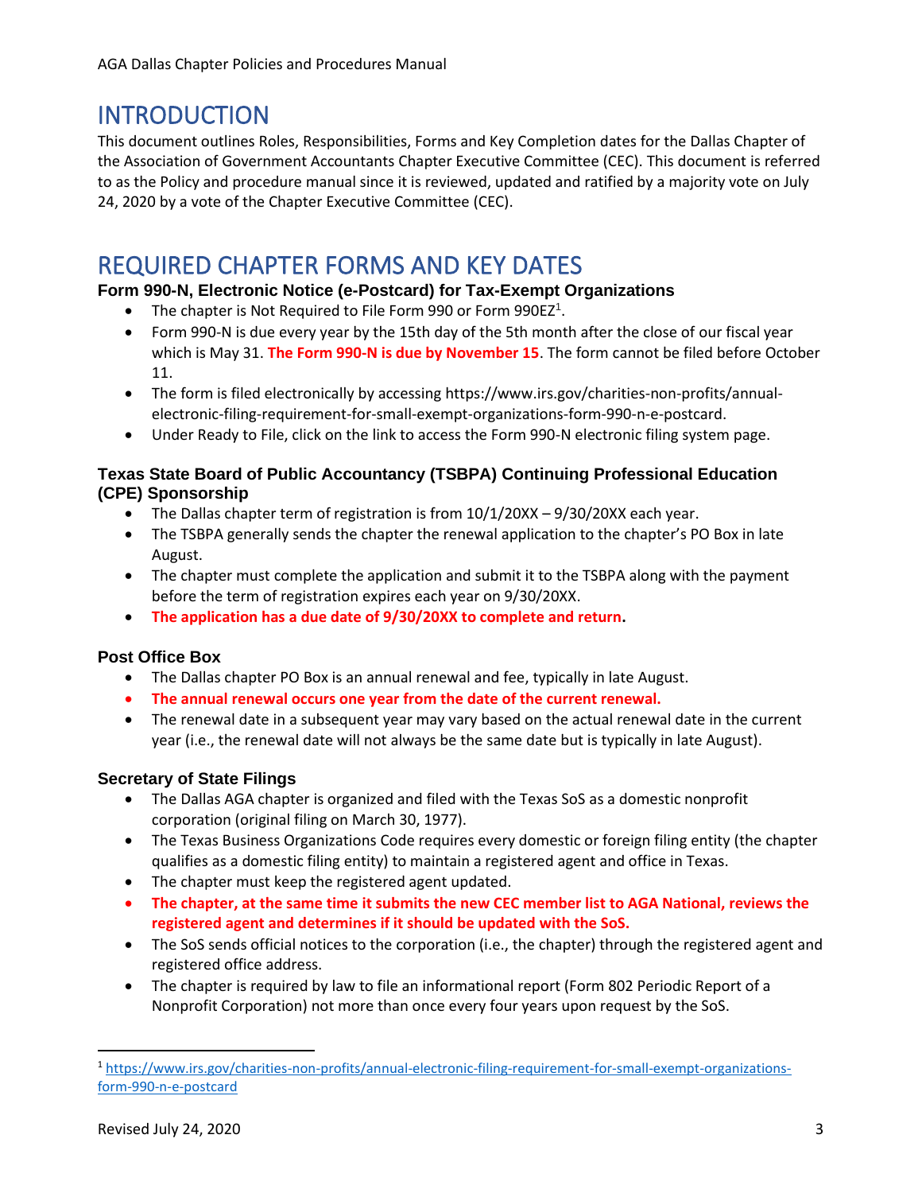# INTRODUCTION

This document outlines Roles, Responsibilities, Forms and Key Completion dates for the Dallas Chapter of the Association of Government Accountants Chapter Executive Committee (CEC). This document is referred to as the Policy and procedure manual since it is reviewed, updated and ratified by a majority vote on July 24, 2020 by a vote of the Chapter Executive Committee (CEC).

# REQUIRED CHAPTER FORMS AND KEY DATES

### Form 990-N, Electronic Notice (e-Postcard) for Tax-Exempt Organizations

- The chapter is Not Required to File Form 990 or Form 990EZ[1].
- Form 990-N is due every year by the 15th day of the 5th month after the close of our fiscal year which is May 31. **The Form 990-N is due by November 15**. The form cannot be filed before October 11.
- The form is filed electronically by accessing https://www.irs.gov/charities-non-profits/annual-electronic-filing-requirement-for-small-exempt-organizations-form-990-n-e-postcard.
- Under Ready to File, click on the link to access the Form 990-N electronic filing system page.

### Texas State Board of Public Accountancy (TSBPA) Continuing Professional Education (CPE) Sponsorship

- The Dallas chapter term of registration is from 10/1/20XX – 9/30/20XX each year.
- The TSBPA generally sends the chapter the renewal application to the chapter's PO Box in late August.
- The chapter must complete the application and submit it to the TSBPA along with the payment before the term of registration expires each year on 9/30/20XX.
- **The application has a due date of 9/30/20XX to complete and return.**

### Post Office Box

- The Dallas chapter PO Box is an annual renewal and fee, typically in late August.
- **The annual renewal occurs one year from the date of the current renewal.**
- The renewal date in a subsequent year may vary based on the actual renewal date in the current year (i.e., the renewal date will not always be the same date but is typically in late August).

### Secretary of State Filings

- The Dallas AGA chapter is organized and filed with the Texas SoS as a domestic nonprofit corporation (original filing on March 30, 1977).
- The Texas Business Organizations Code requires every domestic or foreign filing entity (the chapter qualifies as a domestic filing entity) to maintain a registered agent and office in Texas.
- The chapter must keep the registered agent updated.
- **The chapter, at the same time it submits the new CEC member list to AGA National, reviews the registered agent and determines if it should be updated with the SoS.**
- The SoS sends official notices to the corporation (i.e., the chapter) through the registered agent and registered office address.
- The chapter is required by law to file an informational report (Form 802 Periodic Report of a Nonprofit Corporation) not more than once every four years upon request by the SoS.

---

[1] https://www.irs.gov/charities-non-profits/annual-electronic-filing-requirement-for-small-exempt-organizations-form-990-n-e-postcard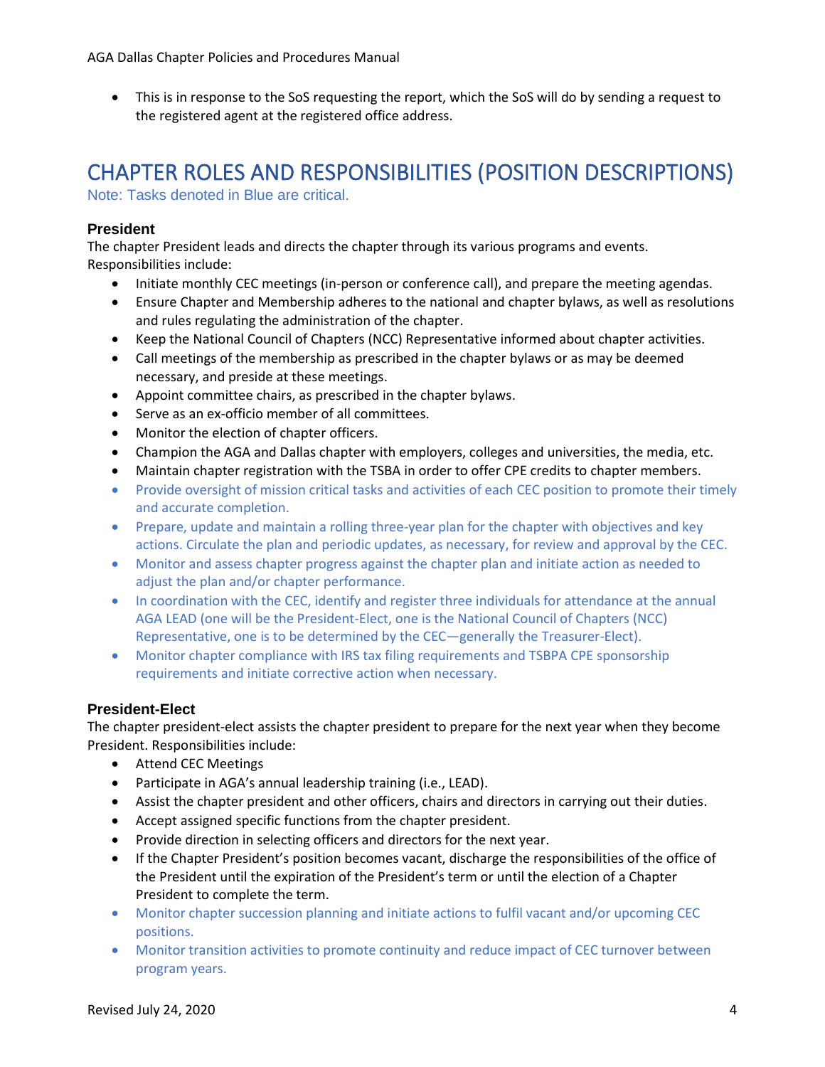- This is in response to the SoS requesting the report, which the SoS will do by sending a request to the registered agent at the registered office address.

# CHAPTER ROLES AND RESPONSIBILITIES (POSITION DESCRIPTIONS)

Note: Tasks denoted in Blue are critical.

### President

The chapter President leads and directs the chapter through its various programs and events. Responsibilities include:

- Initiate monthly CEC meetings (in-person or conference call), and prepare the meeting agendas.
- Ensure Chapter and Membership adheres to the national and chapter bylaws, as well as resolutions and rules regulating the administration of the chapter.
- Keep the National Council of Chapters (NCC) Representative informed about chapter activities.
- Call meetings of the membership as prescribed in the chapter bylaws or as may be deemed necessary, and preside at these meetings.
- Appoint committee chairs, as prescribed in the chapter bylaws.
- Serve as an ex-officio member of all committees.
- Monitor the election of chapter officers.
- Champion the AGA and Dallas chapter with employers, colleges and universities, the media, etc.
- Maintain chapter registration with the TSBA in order to offer CPE credits to chapter members.
- Provide oversight of mission critical tasks and activities of each CEC position to promote their timely and accurate completion.
- Prepare, update and maintain a rolling three-year plan for the chapter with objectives and key actions. Circulate the plan and periodic updates, as necessary, for review and approval by the CEC.
- Monitor and assess chapter progress against the chapter plan and initiate action as needed to adjust the plan and/or chapter performance.
- In coordination with the CEC, identify and register three individuals for attendance at the annual AGA LEAD (one will be the President-Elect, one is the National Council of Chapters (NCC) Representative, one is to be determined by the CEC—generally the Treasurer-Elect).
- Monitor chapter compliance with IRS tax filing requirements and TSBPA CPE sponsorship requirements and initiate corrective action when necessary.

### President-Elect

The chapter president-elect assists the chapter president to prepare for the next year when they become President. Responsibilities include:

- Attend CEC Meetings
- Participate in AGA's annual leadership training (i.e., LEAD).
- Assist the chapter president and other officers, chairs and directors in carrying out their duties.
- Accept assigned specific functions from the chapter president.
- Provide direction in selecting officers and directors for the next year.
- If the Chapter President's position becomes vacant, discharge the responsibilities of the office of the President until the expiration of the President's term or until the election of a Chapter President to complete the term.
- Monitor chapter succession planning and initiate actions to fulfil vacant and/or upcoming CEC positions.
- Monitor transition activities to promote continuity and reduce impact of CEC turnover between program years.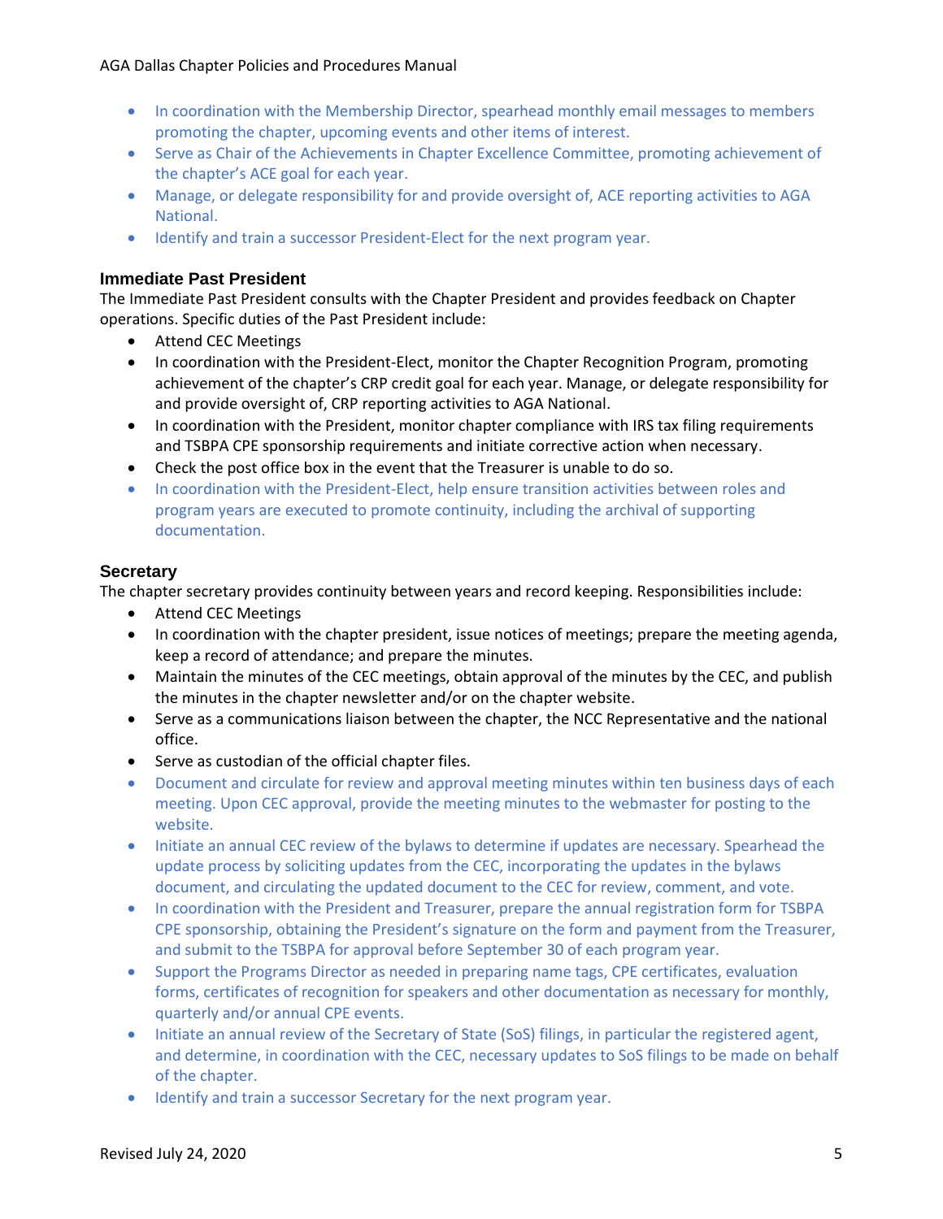- In coordination with the Membership Director, spearhead monthly email messages to members promoting the chapter, upcoming events and other items of interest.
- Serve as Chair of the Achievements in Chapter Excellence Committee, promoting achievement of the chapter's ACE goal for each year.
- Manage, or delegate responsibility for and provide oversight of, ACE reporting activities to AGA National.
- Identify and train a successor President-Elect for the next program year.

### Immediate Past President

The Immediate Past President consults with the Chapter President and provides feedback on Chapter operations. Specific duties of the Past President include:

- Attend CEC Meetings
- In coordination with the President-Elect, monitor the Chapter Recognition Program, promoting achievement of the chapter's CRP credit goal for each year. Manage, or delegate responsibility for and provide oversight of, CRP reporting activities to AGA National.
- In coordination with the President, monitor chapter compliance with IRS tax filing requirements and TSBPA CPE sponsorship requirements and initiate corrective action when necessary.
- Check the post office box in the event that the Treasurer is unable to do so.
- In coordination with the President-Elect, help ensure transition activities between roles and program years are executed to promote continuity, including the archival of supporting documentation.

### Secretary

The chapter secretary provides continuity between years and record keeping. Responsibilities include:

- Attend CEC Meetings
- In coordination with the chapter president, issue notices of meetings; prepare the meeting agenda, keep a record of attendance; and prepare the minutes.
- Maintain the minutes of the CEC meetings, obtain approval of the minutes by the CEC, and publish the minutes in the chapter newsletter and/or on the chapter website.
- Serve as a communications liaison between the chapter, the NCC Representative and the national office.
- Serve as custodian of the official chapter files.
- Document and circulate for review and approval meeting minutes within ten business days of each meeting. Upon CEC approval, provide the meeting minutes to the webmaster for posting to the website.
- Initiate an annual CEC review of the bylaws to determine if updates are necessary. Spearhead the update process by soliciting updates from the CEC, incorporating the updates in the bylaws document, and circulating the updated document to the CEC for review, comment, and vote.
- In coordination with the President and Treasurer, prepare the annual registration form for TSBPA CPE sponsorship, obtaining the President's signature on the form and payment from the Treasurer, and submit to the TSBPA for approval before September 30 of each program year.
- Support the Programs Director as needed in preparing name tags, CPE certificates, evaluation forms, certificates of recognition for speakers and other documentation as necessary for monthly, quarterly and/or annual CPE events.
- Initiate an annual review of the Secretary of State (SoS) filings, in particular the registered agent, and determine, in coordination with the CEC, necessary updates to SoS filings to be made on behalf of the chapter.
- Identify and train a successor Secretary for the next program year.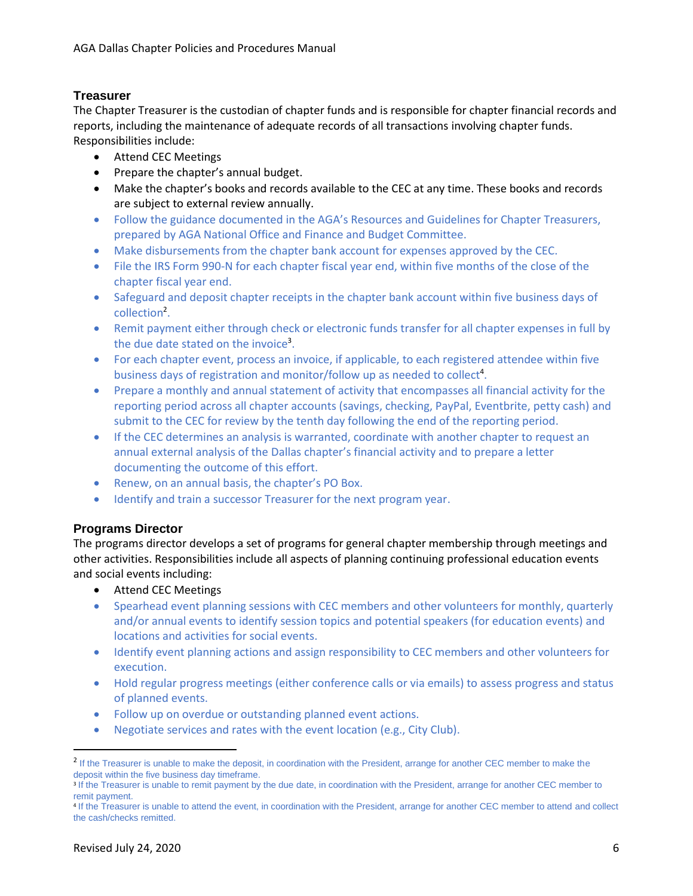### Treasurer

The Chapter Treasurer is the custodian of chapter funds and is responsible for chapter financial records and reports, including the maintenance of adequate records of all transactions involving chapter funds. Responsibilities include:

- Attend CEC Meetings
- Prepare the chapter's annual budget.
- Make the chapter's books and records available to the CEC at any time. These books and records are subject to external review annually.
- Follow the guidance documented in the AGA's Resources and Guidelines for Chapter Treasurers, prepared by AGA National Office and Finance and Budget Committee.
- Make disbursements from the chapter bank account for expenses approved by the CEC.
- File the IRS Form 990-N for each chapter fiscal year end, within five months of the close of the chapter fiscal year end.
- Safeguard and deposit chapter receipts in the chapter bank account within five business days of collection[2].
- Remit payment either through check or electronic funds transfer for all chapter expenses in full by the due date stated on the invoice[3].
- For each chapter event, process an invoice, if applicable, to each registered attendee within five business days of registration and monitor/follow up as needed to collect[4].
- Prepare a monthly and annual statement of activity that encompasses all financial activity for the reporting period across all chapter accounts (savings, checking, PayPal, Eventbrite, petty cash) and submit to the CEC for review by the tenth day following the end of the reporting period.
- If the CEC determines an analysis is warranted, coordinate with another chapter to request an annual external analysis of the Dallas chapter's financial activity and to prepare a letter documenting the outcome of this effort.
- Renew, on an annual basis, the chapter's PO Box.
- Identify and train a successor Treasurer for the next program year.

### Programs Director

The programs director develops a set of programs for general chapter membership through meetings and other activities. Responsibilities include all aspects of planning continuing professional education events and social events including:

- Attend CEC Meetings
- Spearhead event planning sessions with CEC members and other volunteers for monthly, quarterly and/or annual events to identify session topics and potential speakers (for education events) and locations and activities for social events.
- Identify event planning actions and assign responsibility to CEC members and other volunteers for execution.
- Hold regular progress meetings (either conference calls or via emails) to assess progress and status of planned events.
- Follow up on overdue or outstanding planned event actions.
- Negotiate services and rates with the event location (e.g., City Club).

---

[2] If the Treasurer is unable to make the deposit, in coordination with the President, arrange for another CEC member to make the deposit within the five business day timeframe.

[3] If the Treasurer is unable to remit payment by the due date, in coordination with the President, arrange for another CEC member to remit payment.

[4] If the Treasurer is unable to attend the event, in coordination with the President, arrange for another CEC member to attend and collect the cash/checks remitted.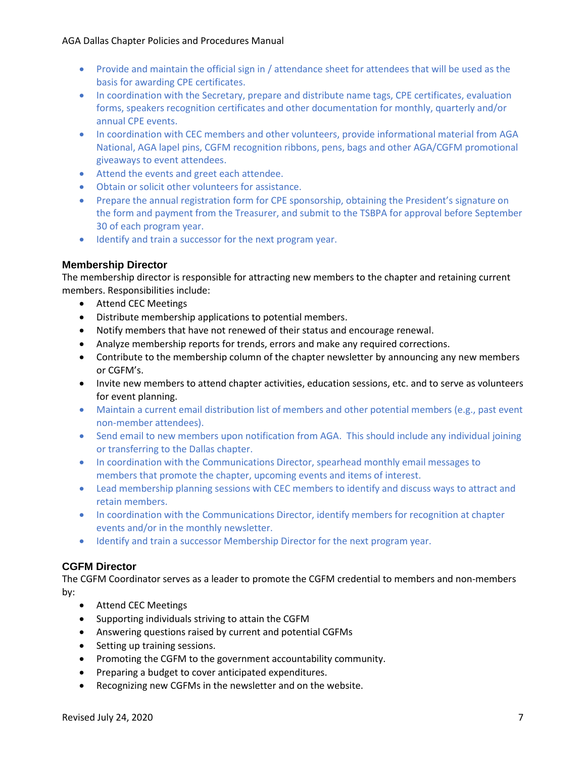- Provide and maintain the official sign in / attendance sheet for attendees that will be used as the basis for awarding CPE certificates.
- In coordination with the Secretary, prepare and distribute name tags, CPE certificates, evaluation forms, speakers recognition certificates and other documentation for monthly, quarterly and/or annual CPE events.
- In coordination with CEC members and other volunteers, provide informational material from AGA National, AGA lapel pins, CGFM recognition ribbons, pens, bags and other AGA/CGFM promotional giveaways to event attendees.
- Attend the events and greet each attendee.
- Obtain or solicit other volunteers for assistance.
- Prepare the annual registration form for CPE sponsorship, obtaining the President's signature on the form and payment from the Treasurer, and submit to the TSBPA for approval before September 30 of each program year.
- Identify and train a successor for the next program year.

### Membership Director

The membership director is responsible for attracting new members to the chapter and retaining current members. Responsibilities include:

- Attend CEC Meetings
- Distribute membership applications to potential members.
- Notify members that have not renewed of their status and encourage renewal.
- Analyze membership reports for trends, errors and make any required corrections.
- Contribute to the membership column of the chapter newsletter by announcing any new members or CGFM's.
- Invite new members to attend chapter activities, education sessions, etc. and to serve as volunteers for event planning.
- Maintain a current email distribution list of members and other potential members (e.g., past event non-member attendees).
- Send email to new members upon notification from AGA. This should include any individual joining or transferring to the Dallas chapter.
- In coordination with the Communications Director, spearhead monthly email messages to members that promote the chapter, upcoming events and items of interest.
- Lead membership planning sessions with CEC members to identify and discuss ways to attract and retain members.
- In coordination with the Communications Director, identify members for recognition at chapter events and/or in the monthly newsletter.
- Identify and train a successor Membership Director for the next program year.

### CGFM Director

The CGFM Coordinator serves as a leader to promote the CGFM credential to members and non-members by:

- Attend CEC Meetings
- Supporting individuals striving to attain the CGFM
- Answering questions raised by current and potential CGFMs
- Setting up training sessions.
- Promoting the CGFM to the government accountability community.
- Preparing a budget to cover anticipated expenditures.
- Recognizing new CGFMs in the newsletter and on the website.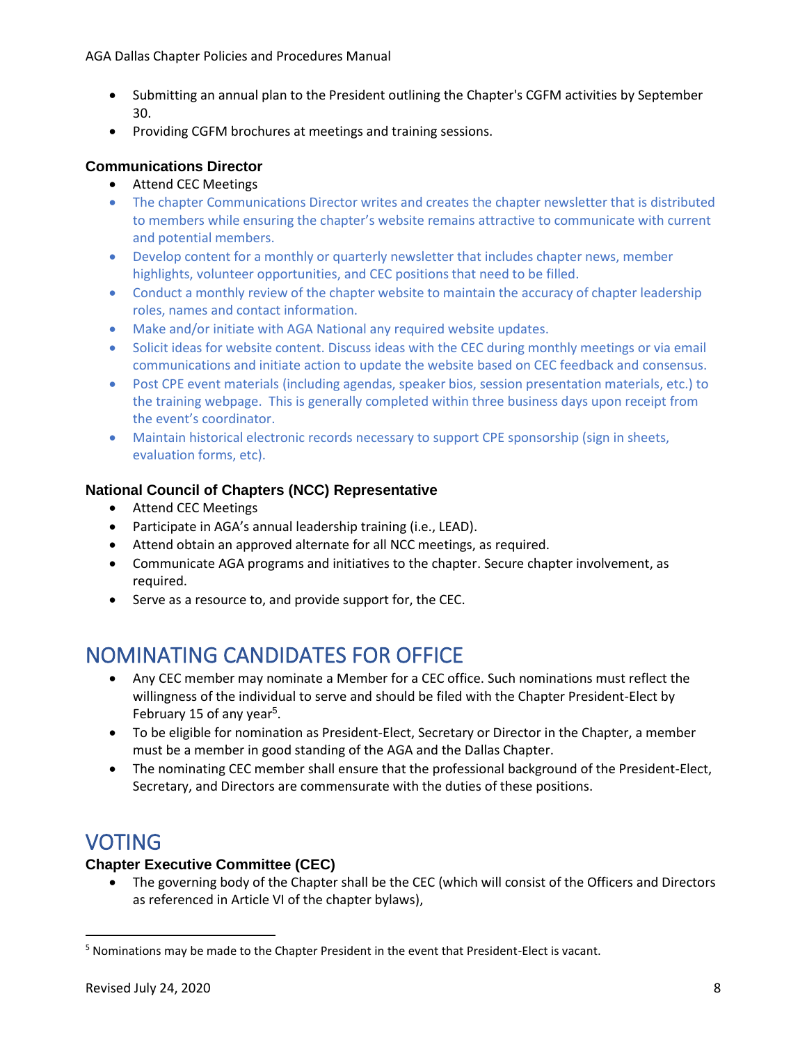- Submitting an annual plan to the President outlining the Chapter's CGFM activities by September 30.
- Providing CGFM brochures at meetings and training sessions.

### Communications Director

- Attend CEC Meetings
- The chapter Communications Director writes and creates the chapter newsletter that is distributed to members while ensuring the chapter's website remains attractive to communicate with current and potential members.
- Develop content for a monthly or quarterly newsletter that includes chapter news, member highlights, volunteer opportunities, and CEC positions that need to be filled.
- Conduct a monthly review of the chapter website to maintain the accuracy of chapter leadership roles, names and contact information.
- Make and/or initiate with AGA National any required website updates.
- Solicit ideas for website content. Discuss ideas with the CEC during monthly meetings or via email communications and initiate action to update the website based on CEC feedback and consensus.
- Post CPE event materials (including agendas, speaker bios, session presentation materials, etc.) to the training webpage. This is generally completed within three business days upon receipt from the event's coordinator.
- Maintain historical electronic records necessary to support CPE sponsorship (sign in sheets, evaluation forms, etc).

### National Council of Chapters (NCC) Representative

- Attend CEC Meetings
- Participate in AGA's annual leadership training (i.e., LEAD).
- Attend obtain an approved alternate for all NCC meetings, as required.
- Communicate AGA programs and initiatives to the chapter. Secure chapter involvement, as required.
- Serve as a resource to, and provide support for, the CEC.

# NOMINATING CANDIDATES FOR OFFICE

- Any CEC member may nominate a Member for a CEC office. Such nominations must reflect the willingness of the individual to serve and should be filed with the Chapter President-Elect by February 15 of any year[5].
- To be eligible for nomination as President-Elect, Secretary or Director in the Chapter, a member must be a member in good standing of the AGA and the Dallas Chapter.
- The nominating CEC member shall ensure that the professional background of the President-Elect, Secretary, and Directors are commensurate with the duties of these positions.

# VOTING

### Chapter Executive Committee (CEC)

- The governing body of the Chapter shall be the CEC (which will consist of the Officers and Directors as referenced in Article VI of the chapter bylaws),

[5] Nominations may be made to the Chapter President in the event that President-Elect is vacant.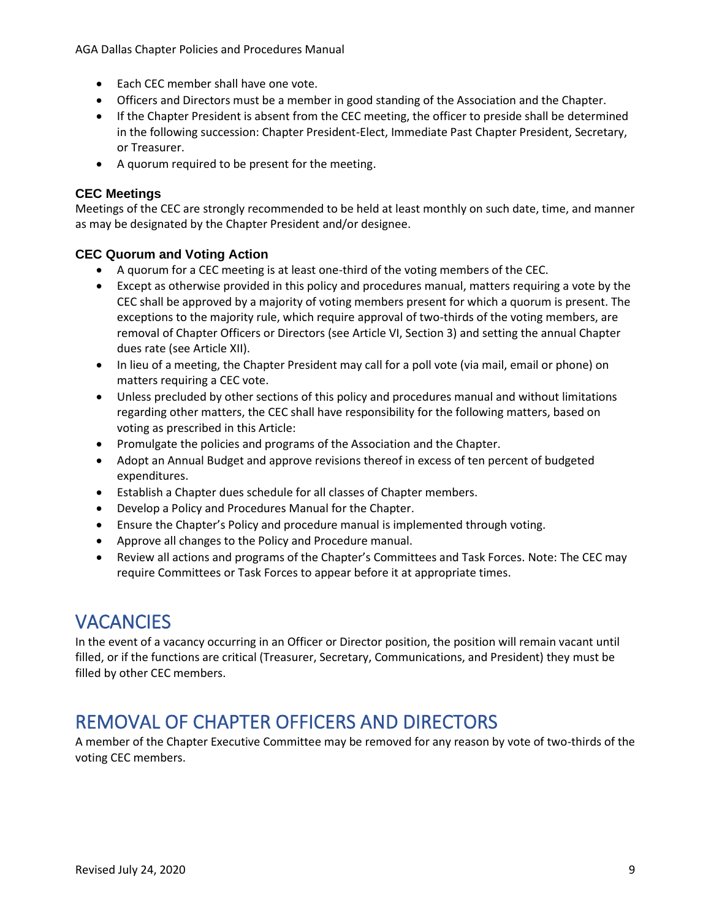- Each CEC member shall have one vote.
- Officers and Directors must be a member in good standing of the Association and the Chapter.
- If the Chapter President is absent from the CEC meeting, the officer to preside shall be determined in the following succession: Chapter President-Elect, Immediate Past Chapter President, Secretary, or Treasurer.
- A quorum required to be present for the meeting.

### CEC Meetings

Meetings of the CEC are strongly recommended to be held at least monthly on such date, time, and manner as may be designated by the Chapter President and/or designee.

### CEC Quorum and Voting Action

- A quorum for a CEC meeting is at least one-third of the voting members of the CEC.
- Except as otherwise provided in this policy and procedures manual, matters requiring a vote by the CEC shall be approved by a majority of voting members present for which a quorum is present. The exceptions to the majority rule, which require approval of two-thirds of the voting members, are removal of Chapter Officers or Directors (see Article VI, Section 3) and setting the annual Chapter dues rate (see Article XII).
- In lieu of a meeting, the Chapter President may call for a poll vote (via mail, email or phone) on matters requiring a CEC vote.
- Unless precluded by other sections of this policy and procedures manual and without limitations regarding other matters, the CEC shall have responsibility for the following matters, based on voting as prescribed in this Article:
- Promulgate the policies and programs of the Association and the Chapter.
- Adopt an Annual Budget and approve revisions thereof in excess of ten percent of budgeted expenditures.
- Establish a Chapter dues schedule for all classes of Chapter members.
- Develop a Policy and Procedures Manual for the Chapter.
- Ensure the Chapter's Policy and procedure manual is implemented through voting.
- Approve all changes to the Policy and Procedure manual.
- Review all actions and programs of the Chapter's Committees and Task Forces. Note: The CEC may require Committees or Task Forces to appear before it at appropriate times.

## VACANCIES

In the event of a vacancy occurring in an Officer or Director position, the position will remain vacant until filled, or if the functions are critical (Treasurer, Secretary, Communications, and President) they must be filled by other CEC members.

## REMOVAL OF CHAPTER OFFICERS AND DIRECTORS

A member of the Chapter Executive Committee may be removed for any reason by vote of two-thirds of the voting CEC members.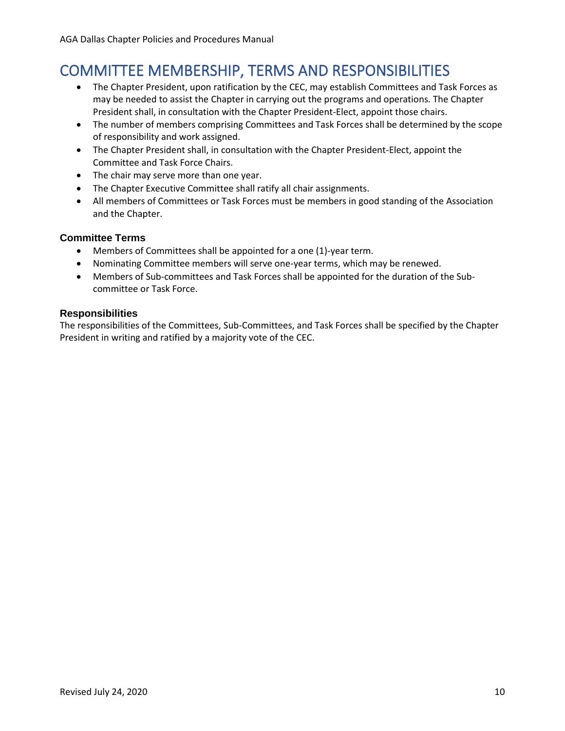# COMMITTEE MEMBERSHIP, TERMS AND RESPONSIBILITIES

- The Chapter President, upon ratification by the CEC, may establish Committees and Task Forces as may be needed to assist the Chapter in carrying out the programs and operations. The Chapter President shall, in consultation with the Chapter President-Elect, appoint those chairs.
- The number of members comprising Committees and Task Forces shall be determined by the scope of responsibility and work assigned.
- The Chapter President shall, in consultation with the Chapter President-Elect, appoint the Committee and Task Force Chairs.
- The chair may serve more than one year.
- The Chapter Executive Committee shall ratify all chair assignments.
- All members of Committees or Task Forces must be members in good standing of the Association and the Chapter.

### Committee Terms

- Members of Committees shall be appointed for a one (1)-year term.
- Nominating Committee members will serve one-year terms, which may be renewed.
- Members of Sub-committees and Task Forces shall be appointed for the duration of the Sub-committee or Task Force.

### Responsibilities

The responsibilities of the Committees, Sub-Committees, and Task Forces shall be specified by the Chapter President in writing and ratified by a majority vote of the CEC.